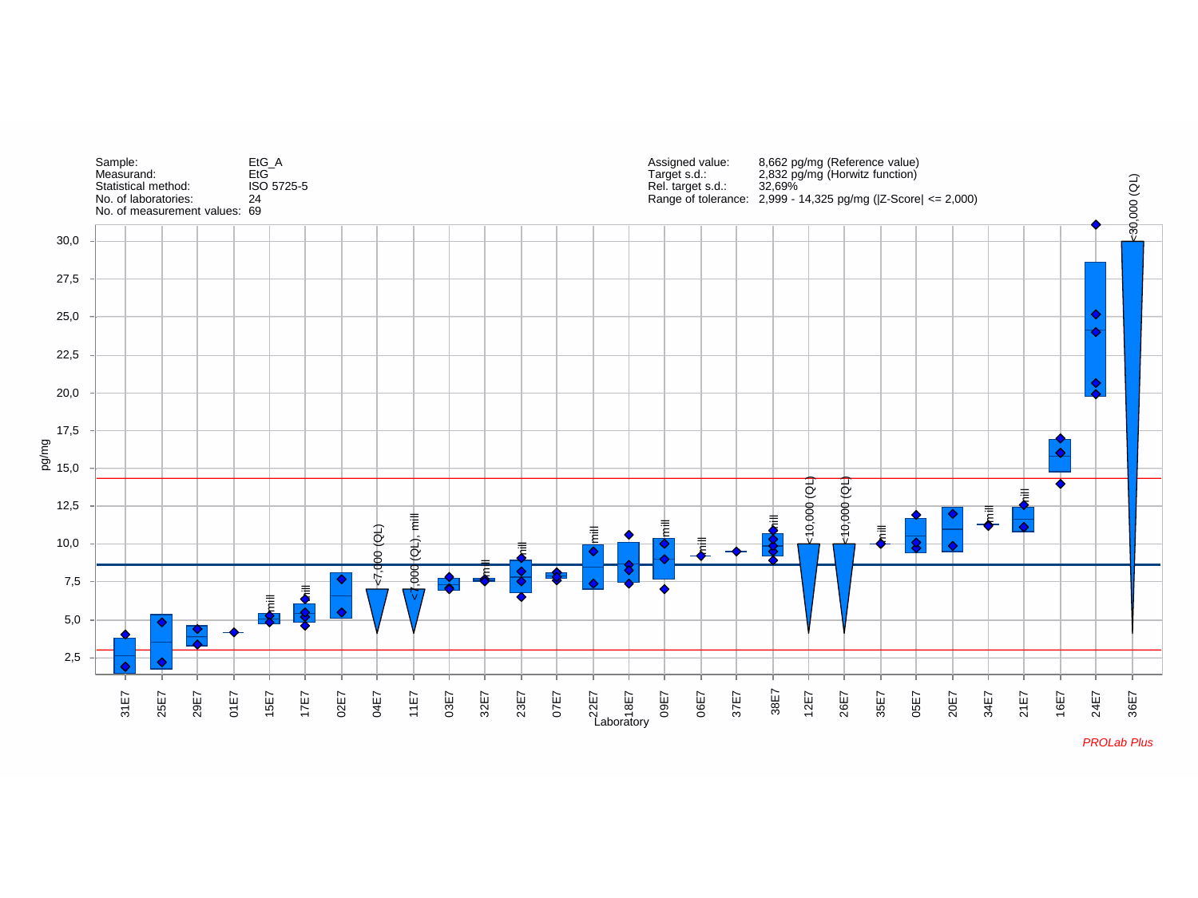| | |
|---|---|
| Sample: | EtG_A |
| Measurand: | EtG |
| Statistical method: | ISO 5725-5 |
| No. of laboratories: | 24 |
| No. of measurement values: | 69 |

| | |
|---|---|
| Assigned value: | 8,662 pg/mg (Reference value) |
| Target s.d.: | 2,832 pg/mg (Horwitz function) |
| Rel. target s.d.: | 32,69% |
| Range of tolerance: | 2,999 - 14,325 pg/mg (\|Z-Score\| <= 2,000) |

pg/mg

Laboratory: 31E7, 25E7, 29E7, 01E7, 15E7, 17E7, 02E7, 04E7, 11E7, 03E7, 32E7, 23E7, 07E7, 22E7, 18E7, 09E7, 06E7, 37E7, 38E7, 12E7, 26E7, 35E7, 05E7, 20E7, 34E7, 21E7, 16E7, 24E7, 36E7

Annotations: 04E7: <7,000 (QL); 11E7: <7,000 (QL), mill; 12E7: <10,000 (QL); 26E7: <10,000 (QL); 36E7: <30,000 (QL); mill: 15E7, 17E7, 32E7, 23E7, 22E7, 09E7, 06E7, 38E7, 35E7, 34E7, 21E7

*PROLab Plus*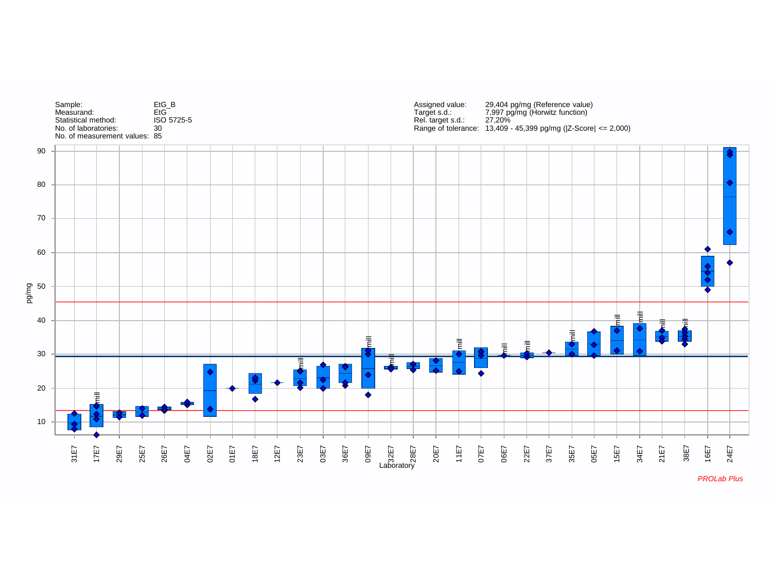| | |
|---|---|
| Sample: | EtG_B |
| Measurand: | EtG |
| Statistical method: | ISO 5725-5 |
| No. of laboratories: | 30 |
| No. of measurement values: | 85 |

| | |
|---|---|
| Assigned value: | 29,404 pg/mg (Reference value) |
| Target s.d.: | 7,997 pg/mg (Horwitz function) |
| Rel. target s.d.: | 27,20% |
| Range of tolerance: | 13,409 - 45,399 pg/mg (\|Z-Score\| <= 2,000) |

pg/mg

Laboratory: 31E7, 17E7, 29E7, 25E7, 26E7, 04E7, 02E7, 01E7, 18E7, 12E7, 23E7, 03E7, 36E7, 09E7, 32E7, 28E7, 20E7, 11E7, 07E7, 06E7, 22E7, 37E7, 35E7, 05E7, 15E7, 34E7, 21E7, 38E7, 16E7, 24E7

*PROLab Plus*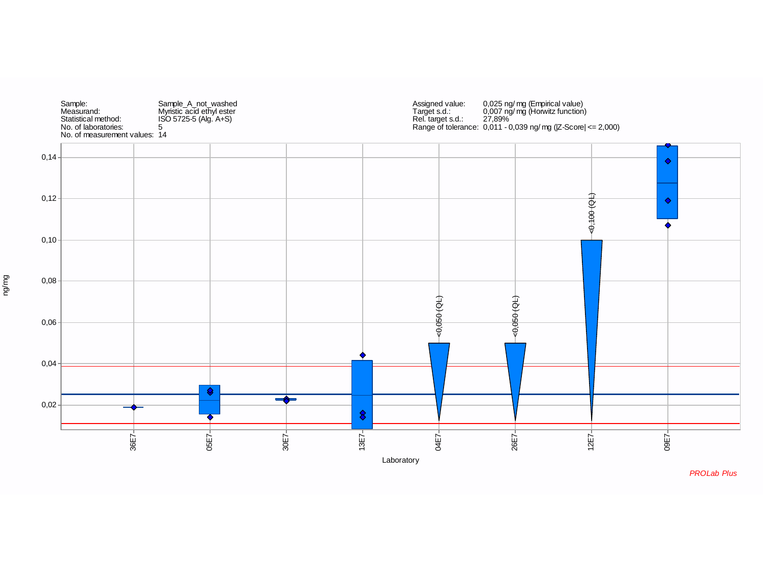| | |
|---|---|
| Sample: | Sample_A_not_washed |
| Measurand: | Myristic acid ethyl ester |
| Statistical method: | ISO 5725-5 (Alg. A+S) |
| No. of laboratories: | 5 |
| No. of measurement values: | 14 |

| | |
|---|---|
| Assigned value: | 0,025 ng/ mg (Empirical value) |
| Target s.d.: | 0,007 ng/ mg (Horwitz function) |
| Rel. target s.d.: | 27,89% |
| Range of tolerance: | 0,011 - 0,039 ng/ mg (\|Z-Score\| <= 2,000) |

ng/mg

0,14
0,12
0,10
0,08
0,06
0,04
0,02

<0,050 (QL)
<0,050 (QL)
<0,100 (QL)

36E7 05E7 30E7 13E7 04E7 26E7 12E7 09E7

Laboratory

*PROLab Plus*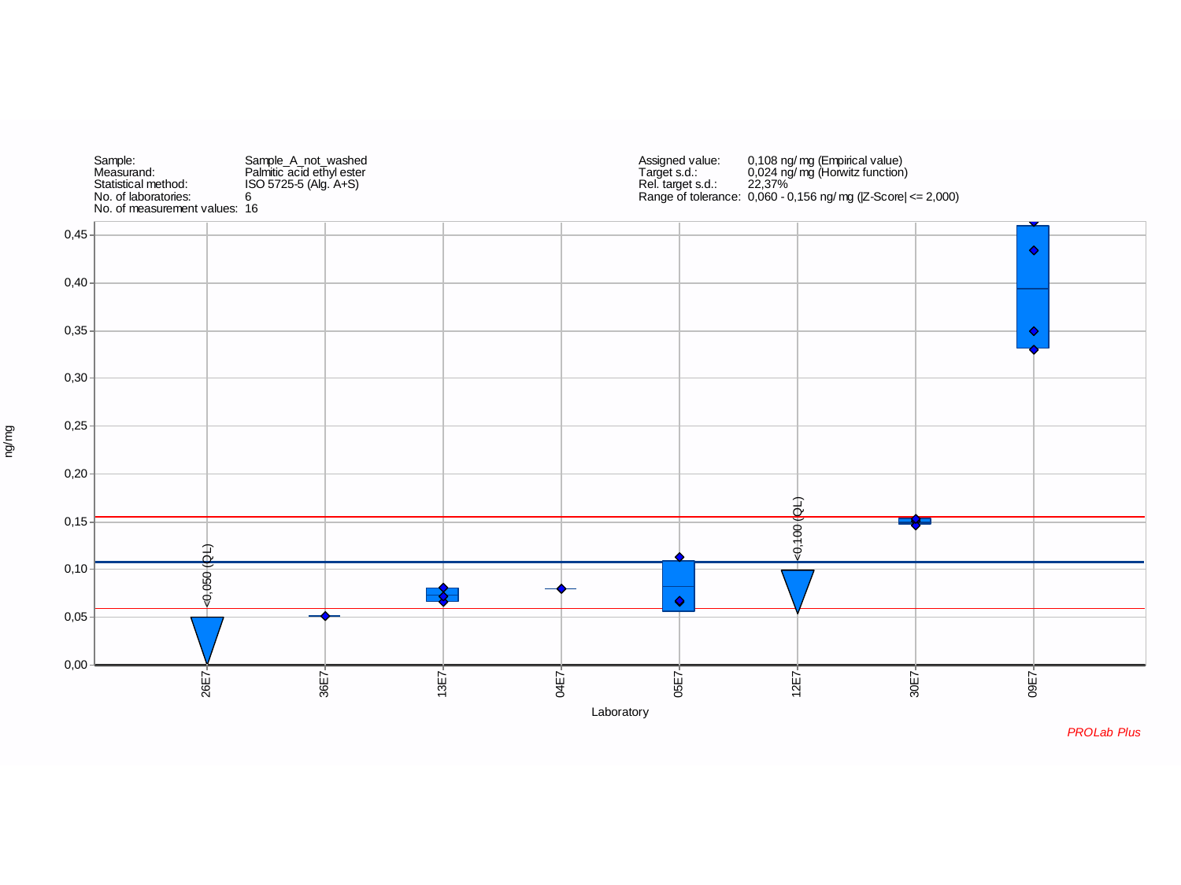| | |
|---|---|
| Sample: | Sample_A_not_washed |
| Measurand: | Palmitic acid ethyl ester |
| Statistical method: | ISO 5725-5 (Alg. A+S) |
| No. of laboratories: | 6 |
| No. of measurement values: | 16 |

| | |
|---|---|
| Assigned value: | 0,108 ng/ mg (Empirical value) |
| Target s.d.: | 0,024 ng/ mg (Horwitz function) |
| Rel. target s.d.: | 22,37% |
| Range of tolerance: | 0,060 - 0,156 ng/ mg (\|Z-Score\| <= 2,000) |

ng/mg

0,45
0,40
0,35
0,30
0,25
0,20
0,15
0,10
0,05
0,00

<0,050 (QL)
<0,100 (QL)

26E7 36E7 13E7 04E7 05E7 12E7 30E7 09E7

Laboratory

*PROLab Plus*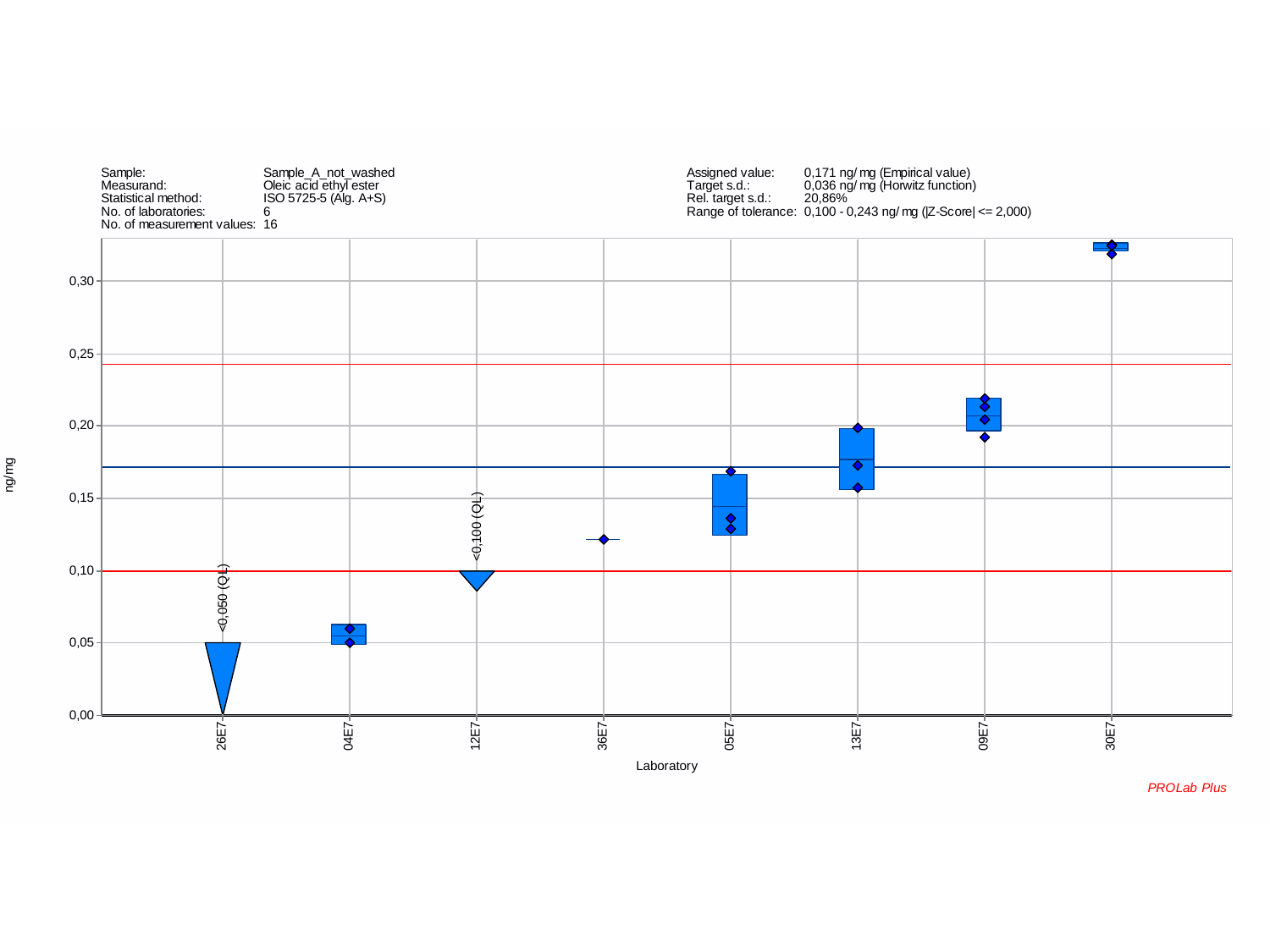| | |
|---|---|
| Sample: | Sample_A_not_washed |
| Measurand: | Oleic acid ethyl ester |
| Statistical method: | ISO 5725-5 (Alg. A+S) |
| No. of laboratories: | 6 |
| No. of measurement values: | 16 |

| | |
|---|---|
| Assigned value: | 0,171 ng/ mg (Empirical value) |
| Target s.d.: | 0,036 ng/ mg (Horwitz function) |
| Rel. target s.d.: | 20,86% |
| Range of tolerance: | 0,100 - 0,243 ng/ mg (\|Z-Score\| <= 2,000) |

ng/mg

<0,050 (QL)

<0,100 (QL)

26E7 04E7 12E7 36E7 05E7 13E7 09E7 30E7

Laboratory

*PROLab Plus*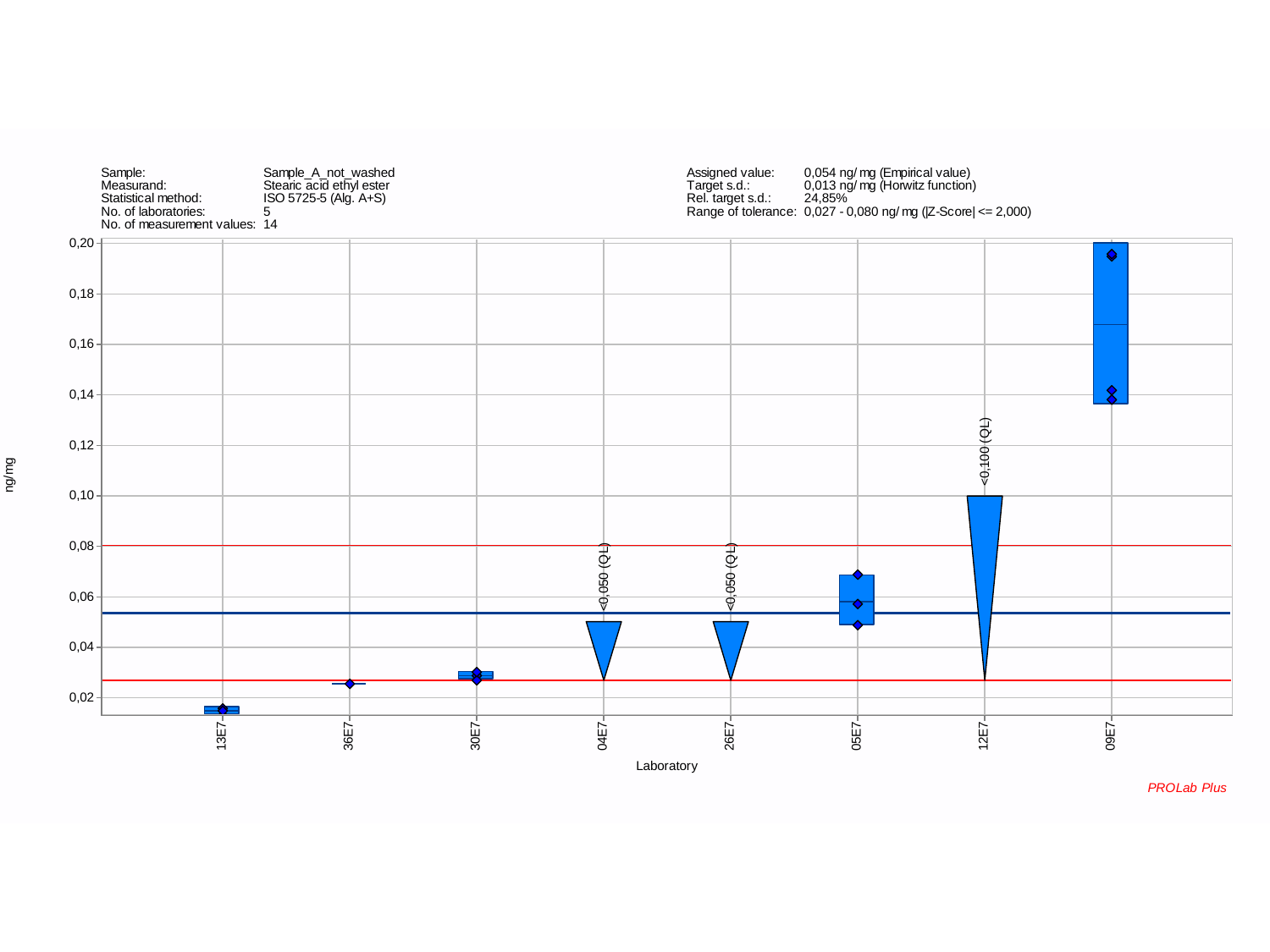| | |
|---|---|
| Sample: | Sample_A_not_washed |
| Measurand: | Stearic acid ethyl ester |
| Statistical method: | ISO 5725-5 (Alg. A+S) |
| No. of laboratories: | 5 |
| No. of measurement values: | 14 |

| | |
|---|---|
| Assigned value: | 0,054 ng/ mg (Empirical value) |
| Target s.d.: | 0,013 ng/ mg (Horwitz function) |
| Rel. target s.d.: | 24,85% |
| Range of tolerance: | 0,027 - 0,080 ng/ mg (\|Z-Score\| <= 2,000) |

ng/mg

0,20
0,18
0,16
0,14
0,12
0,10
0,08
0,06
0,04
0,02

<0,050 (QL) <0,050 (QL) <0,100 (QL)

13E7 36E7 30E7 04E7 26E7 05E7 12E7 09E7

Laboratory

*PROLab Plus*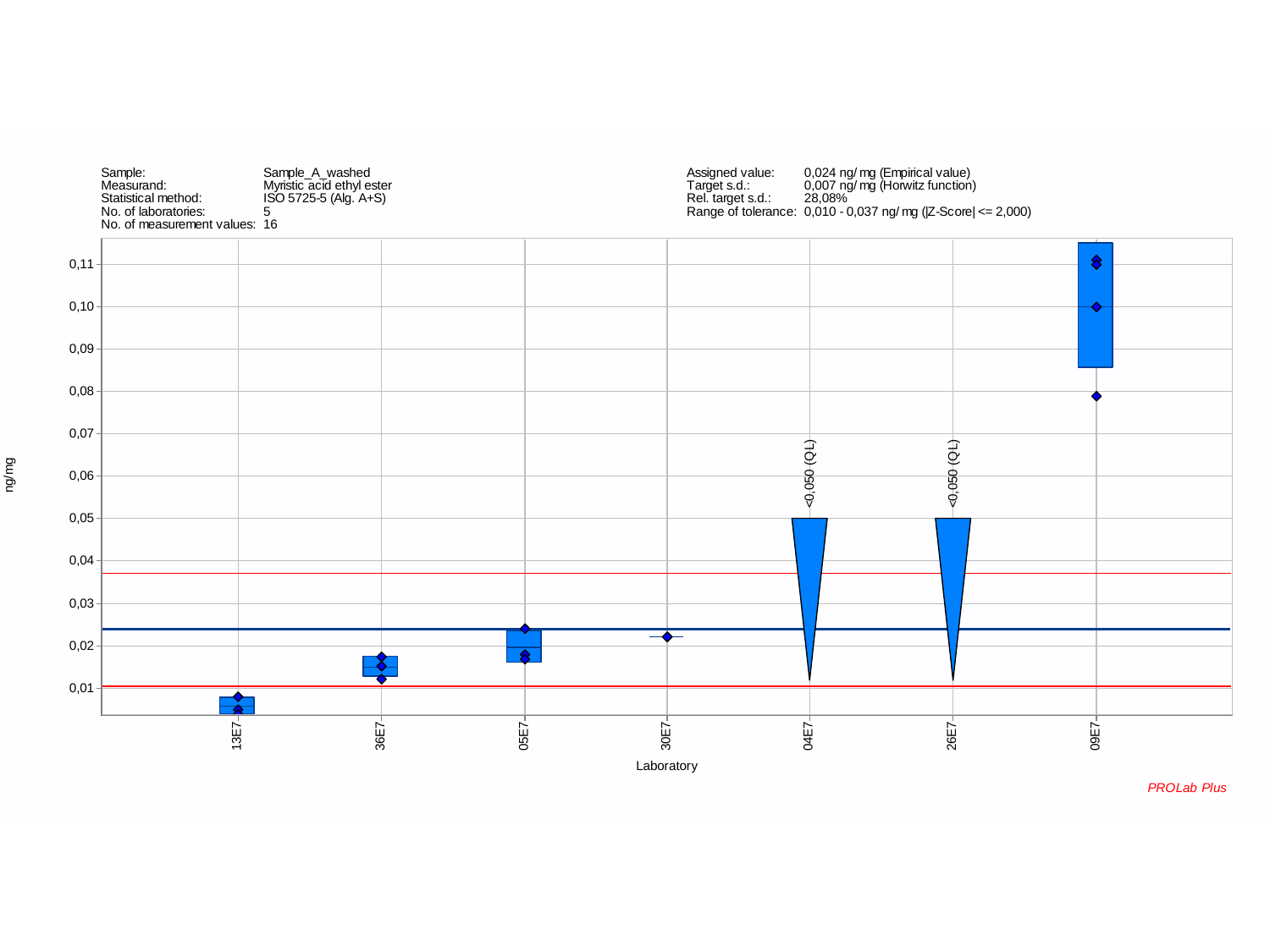| | | | |
|---|---|---|---|
| Sample: | Sample_A_washed | Assigned value: | 0,024 ng/ mg (Empirical value) |
| Measurand: | Myristic acid ethyl ester | Target s.d.: | 0,007 ng/ mg (Horwitz function) |
| Statistical method: | ISO 5725-5 (Alg. A+S) | Rel. target s.d.: | 28,08% |
| No. of laboratories: | 5 | Range of tolerance: | 0,010 - 0,037 ng/ mg (\|Z-Score\| <= 2,000) |
| No. of measurement values: | 16 | | |

ng/mg

0,11
0,10
0,09
0,08
0,07
0,06
0,05
0,04
0,03
0,02
0,01

<0,050 (QL)

<0,050 (QL)

13E7 36E7 05E7 30E7 04E7 26E7 09E7

Laboratory

*PROLab Plus*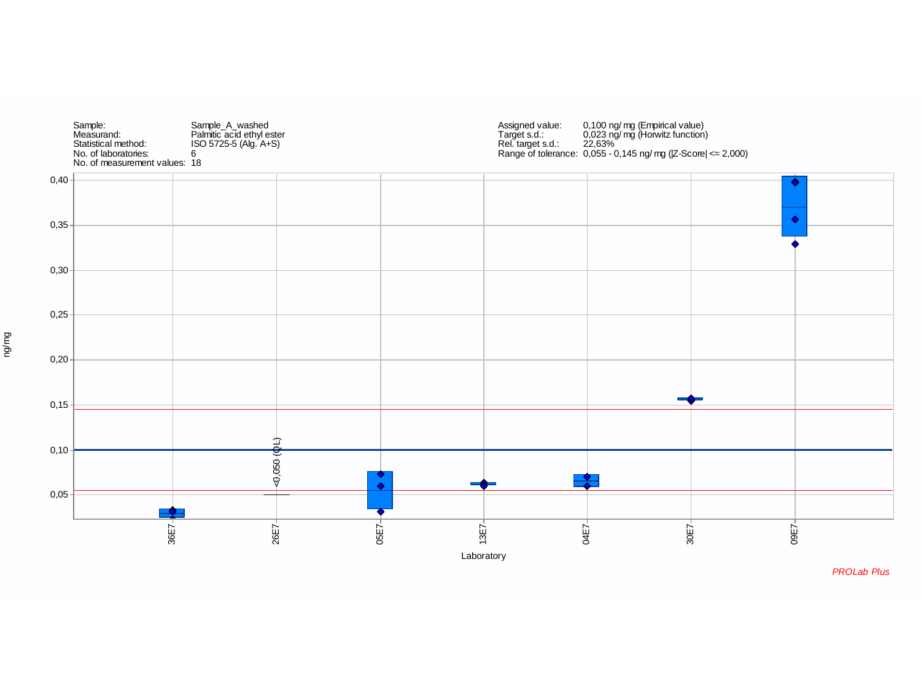| | |
|---|---|
| Sample: | Sample_A_washed |
| Measurand: | Palmitic acid ethyl ester |
| Statistical method: | ISO 5725-5 (Alg. A+S) |
| No. of laboratories: | 6 |
| No. of measurement values: | 18 |

| | |
|---|---|
| Assigned value: | 0,100 ng/mg (Empirical value) |
| Target s.d.: | 0,023 ng/mg (Horwitz function) |
| Rel. target s.d.: | 22,63% |
| Range of tolerance: | 0,055 - 0,145 ng/mg (\|Z-Score\| <= 2,000) |

ng/mg

0,40
0,35
0,30
0,25
0,20
0,15
0,10
0,05

<0,050 (QL)

36E7 26E7 05E7 13E7 04E7 30E7 09E7

Laboratory

*PROLab Plus*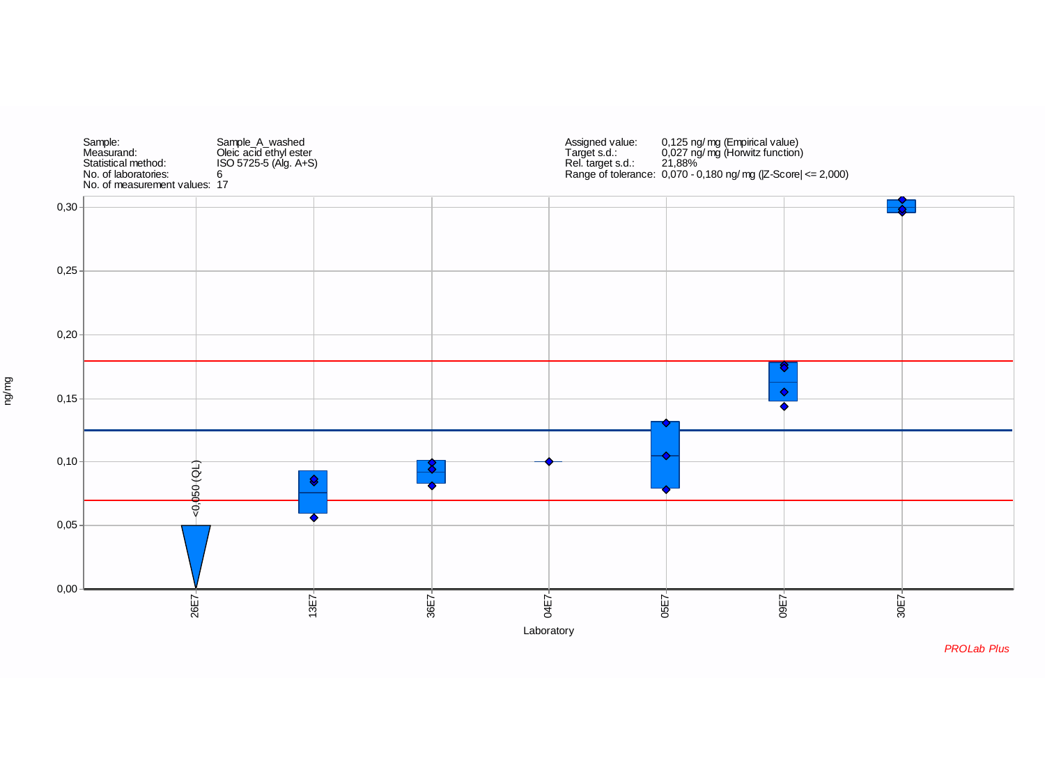| Sample: | Sample_A_washed |
| --- | --- |
| Measurand: | Oleic acid ethyl ester |
| Statistical method: | ISO 5725-5 (Alg. A+S) |
| No. of laboratories: | 6 |
| No. of measurement values: | 17 |

| Assigned value: | 0,125 ng/ mg (Empirical value) |
| --- | --- |
| Target s.d.: | 0,027 ng/ mg (Horwitz function) |
| Rel. target s.d.: | 21,88% |
| Range of tolerance: | 0,070 - 0,180 ng/ mg (\|Z-Score\| <= 2,000) |

ng/mg

0,30
0,25
0,20
0,15
0,10
0,05
0,00

<0,050 (QL)

26E7 13E7 36E7 04E7 05E7 09E7 30E7

Laboratory

*PROLab Plus*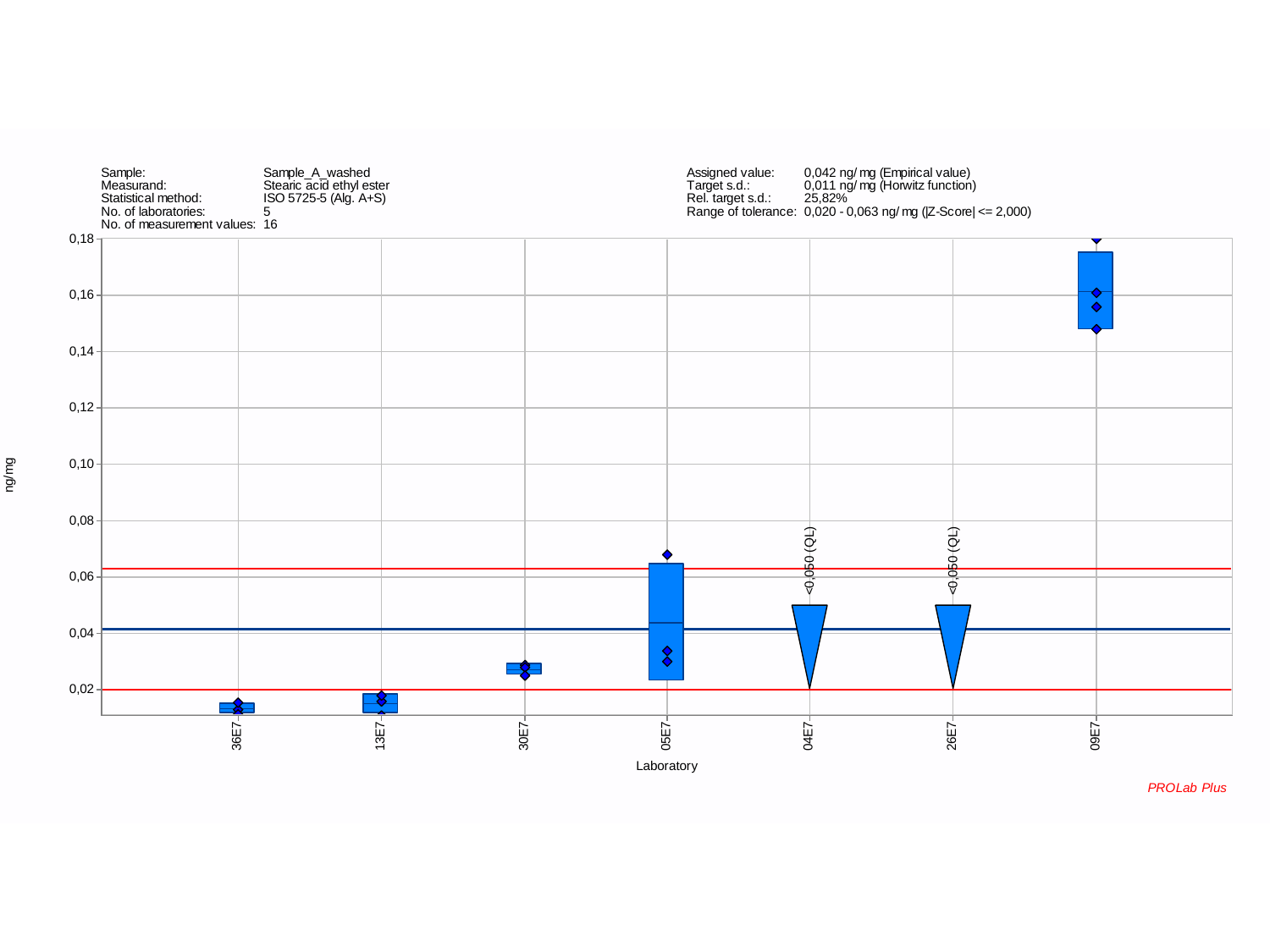| | |
|---|---|
| Sample: | Sample_A_washed |
| Measurand: | Stearic acid ethyl ester |
| Statistical method: | ISO 5725-5 (Alg. A+S) |
| No. of laboratories: | 5 |
| No. of measurement values: | 16 |

| | |
|---|---|
| Assigned value: | 0,042 ng/ mg (Empirical value) |
| Target s.d.: | 0,011 ng/ mg (Horwitz function) |
| Rel. target s.d.: | 25,82% |
| Range of tolerance: | 0,020 - 0,063 ng/ mg (\|Z-Score\| <= 2,000) |

ng/mg

0,18
0,16
0,14
0,12
0,10
0,08
0,06
0,04
0,02

<0,050 (QL)

<0,050 (QL)

36E7 13E7 30E7 05E7 04E7 26E7 09E7

Laboratory

*PROLab Plus*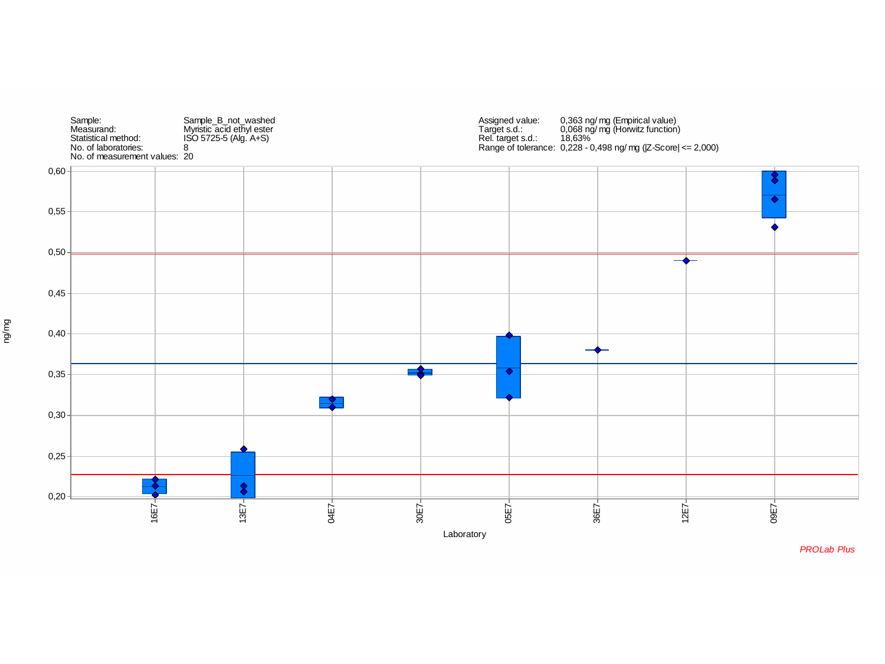| | |
|---|---|
| Sample: | Sample_B_not_washed |
| Measurand: | Myristic acid ethyl ester |
| Statistical method: | ISO 5725-5 (Alg. A+S) |
| No. of laboratories: | 8 |
| No. of measurement values: | 20 |

| | |
|---|---|
| Assigned value: | 0,363 ng/ mg (Empirical value) |
| Target s.d.: | 0,068 ng/ mg (Horwitz function) |
| Rel. target s.d.: | 18,63% |
| Range of tolerance: | 0,228 - 0,498 ng/ mg (\|Z-Score\| <= 2,000) |

ng/mg

0,60
0,55
0,50
0,45
0,40
0,35
0,30
0,25
0,20

16E7 13E7 04E7 30E7 05E7 36E7 12E7 09E7

Laboratory

*PROLab Plus*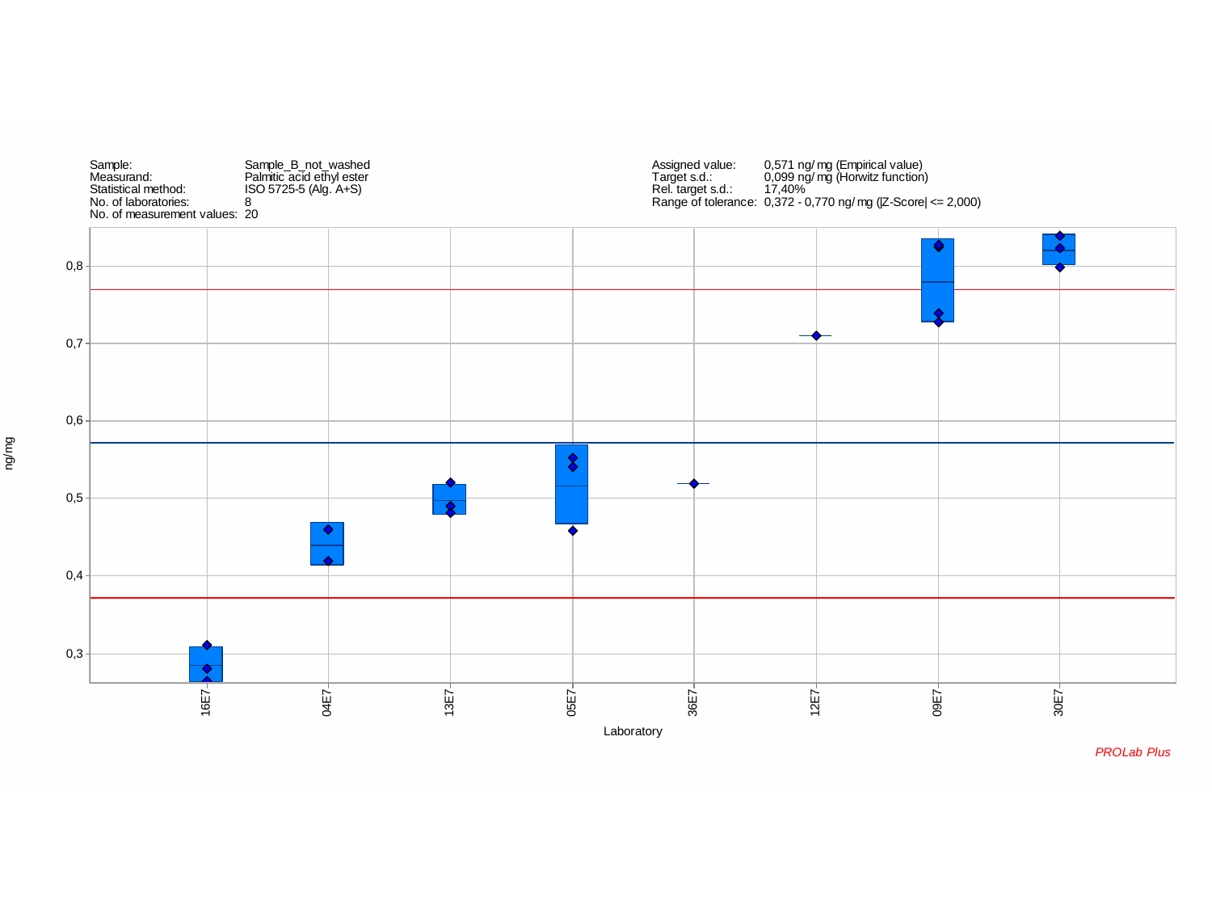| | |
| --- | --- |
| Sample: | Sample_B_not_washed |
| Measurand: | Palmitic acid ethyl ester |
| Statistical method: | ISO 5725-5 (Alg. A+S) |
| No. of laboratories: | 8 |
| No. of measurement values: | 20 |

| | |
| --- | --- |
| Assigned value: | 0,571 ng/ mg (Empirical value) |
| Target s.d.: | 0,099 ng/ mg (Horwitz function) |
| Rel. target s.d.: | 17,40% |
| Range of tolerance: | 0,372 - 0,770 ng/ mg (\|Z-Score\| <= 2,000) |

ng/mg

0,8
0,7
0,6
0,5
0,4
0,3

16E7 04E7 13E7 05E7 36E7 12E7 09E7 30E7

Laboratory

*PROLab Plus*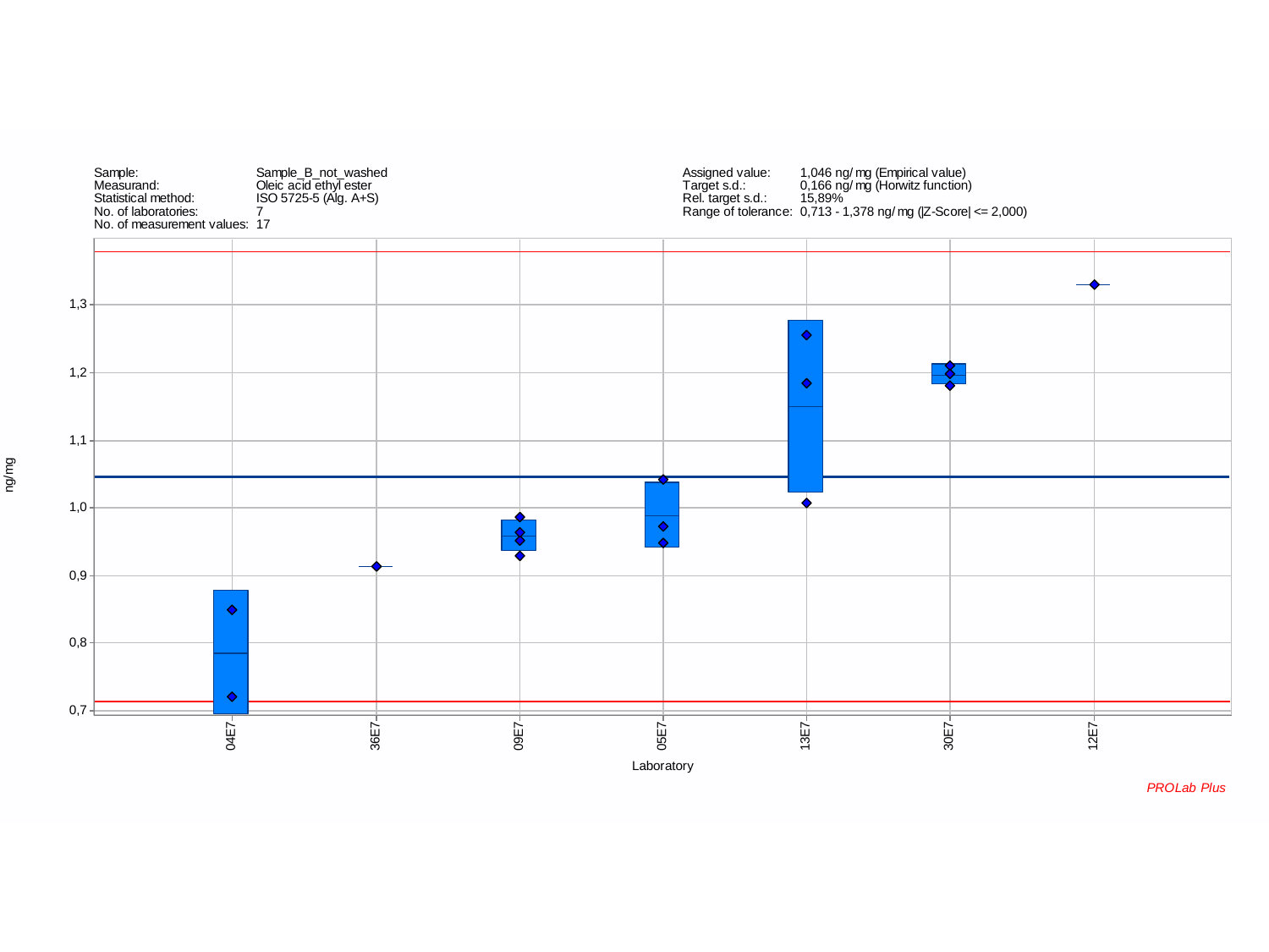| | |
|---|---|
| Sample: | Sample_B_not_washed |
| Measurand: | Oleic acid ethyl ester |
| Statistical method: | ISO 5725-5 (Alg. A+S) |
| No. of laboratories: | 7 |
| No. of measurement values: | 17 |

| | |
|---|---|
| Assigned value: | 1,046 ng/ mg (Empirical value) |
| Target s.d.: | 0,166 ng/ mg (Horwitz function) |
| Rel. target s.d.: | 15,89% |
| Range of tolerance: | 0,713 - 1,378 ng/ mg (\|Z-Score\| <= 2,000) |

ng/mg

1,3
1,2
1,1
1,0
0,9
0,8
0,7

04E7 36E7 09E7 05E7 13E7 30E7 12E7

Laboratory

*PROLab Plus*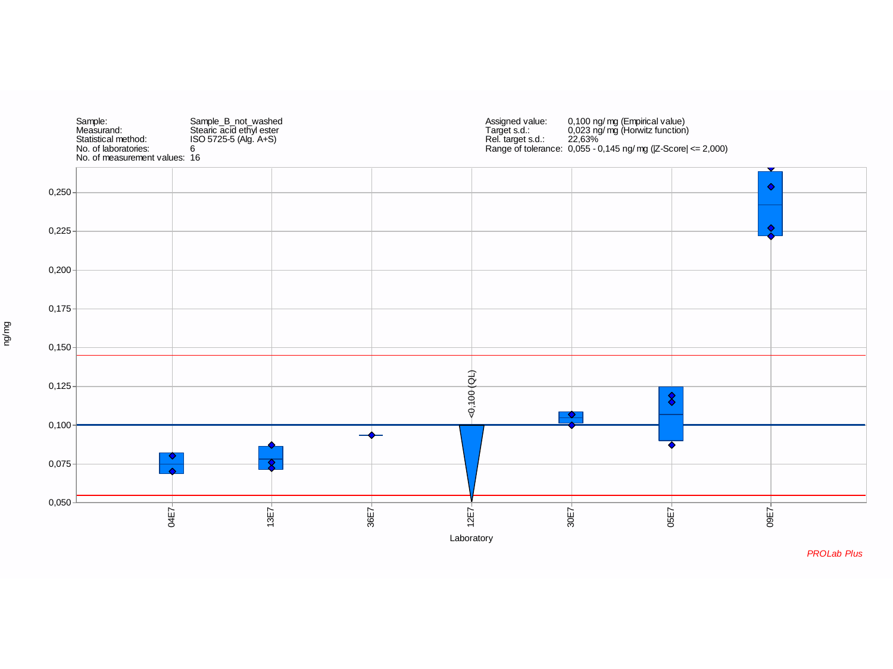| | | | |
|---|---|---|---|
| Sample: | Sample_B_not_washed | Assigned value: | 0,100 ng/ mg (Empirical value) |
| Measurand: | Stearic acid ethyl ester | Target s.d.: | 0,023 ng/ mg (Horwitz function) |
| Statistical method: | ISO 5725-5 (Alg. A+S) | Rel. target s.d.: | 22,63% |
| No. of laboratories: | 6 | Range of tolerance: | 0,055 - 0,145 ng/ mg (\|Z-Score\| <= 2,000) |
| No. of measurement values: | 16 | | |

ng/mg

0,250
0,225
0,200
0,175
0,150
0,125
0,100
0,075
0,050

<0,100 (QL)

04E7 13E7 36E7 12E7 30E7 05E7 09E7

Laboratory

*PROLab Plus*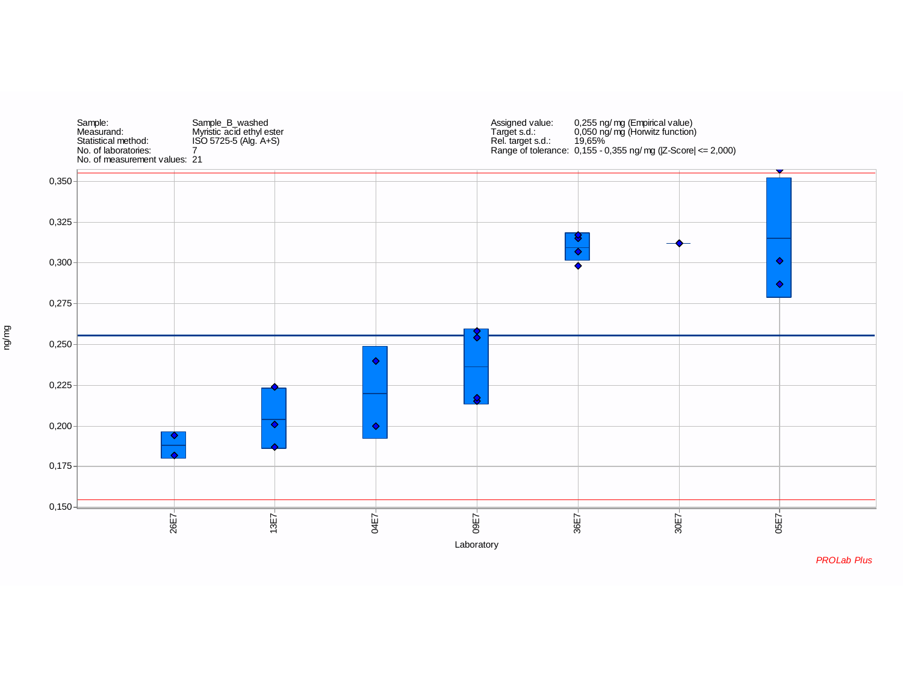| | | | |
|---|---|---|---|
| Sample: | Sample_B_washed | Assigned value: | 0,255 ng/ mg (Empirical value) |
| Measurand: | Myristic acid ethyl ester | Target s.d.: | 0,050 ng/ mg (Horwitz function) |
| Statistical method: | ISO 5725-5 (Alg. A+S) | Rel. target s.d.: | 19,65% |
| No. of laboratories: | 7 | Range of tolerance: | 0,155 - 0,355 ng/ mg (\|Z-Score\| <= 2,000) |
| No. of measurement values: | 21 | | |

ng/mg

0,350
0,325
0,300
0,275
0,250
0,225
0,200
0,175
0,150

26E7 13E7 04E7 09E7 36E7 30E7 05E7

Laboratory

*PROLab Plus*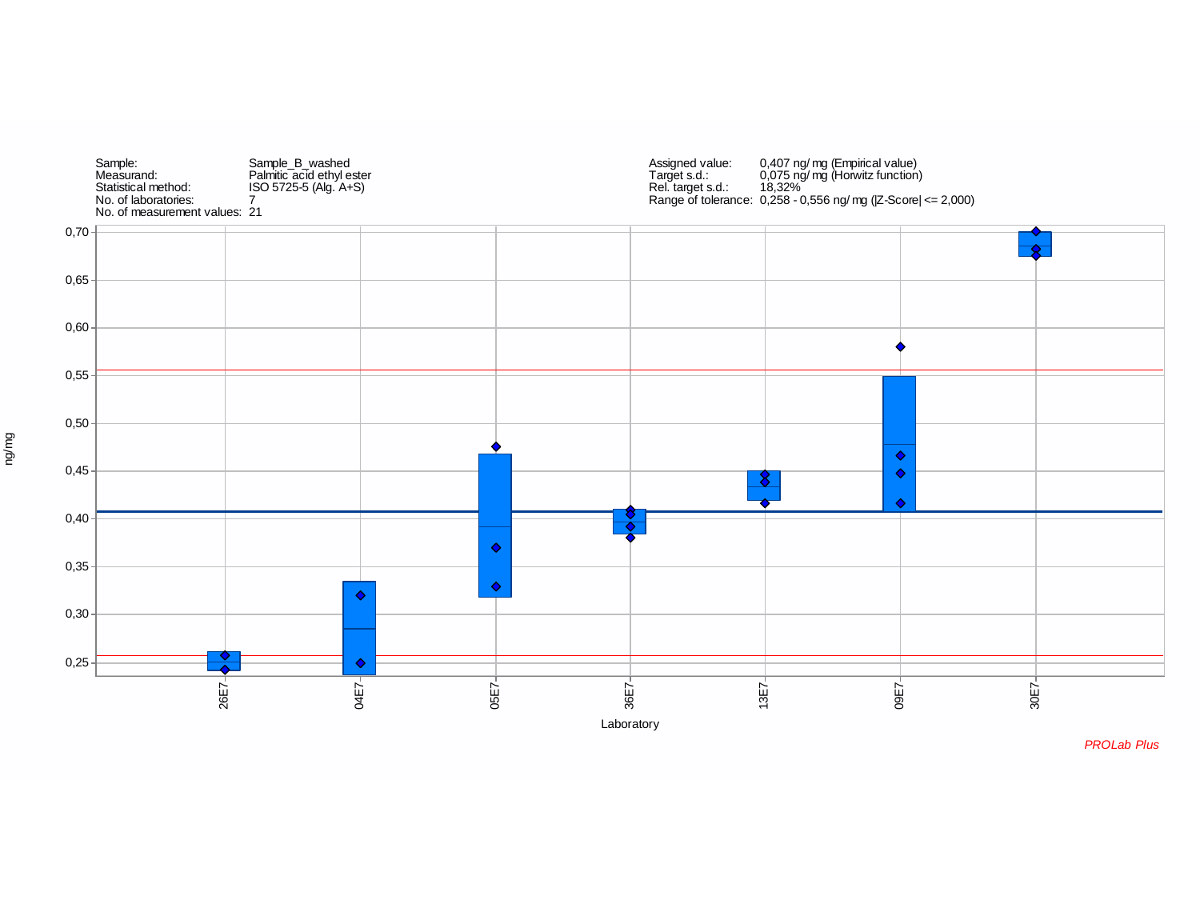| | | | |
|---|---|---|---|
| Sample: | Sample_B_washed | Assigned value: | 0,407 ng/ mg (Empirical value) |
| Measurand: | Palmitic acid ethyl ester | Target s.d.: | 0,075 ng/ mg (Horwitz function) |
| Statistical method: | ISO 5725-5 (Alg. A+S) | Rel. target s.d.: | 18,32% |
| No. of laboratories: | 7 | Range of tolerance: | 0,258 - 0,556 ng/ mg (\|Z-Score\| <= 2,000) |
| No. of measurement values: | 21 | | |

ng/mg

0,70
0,65
0,60
0,55
0,50
0,45
0,40
0,35
0,30
0,25

26E7 04E7 05E7 36E7 13E7 09E7 30E7

Laboratory

*PROLab Plus*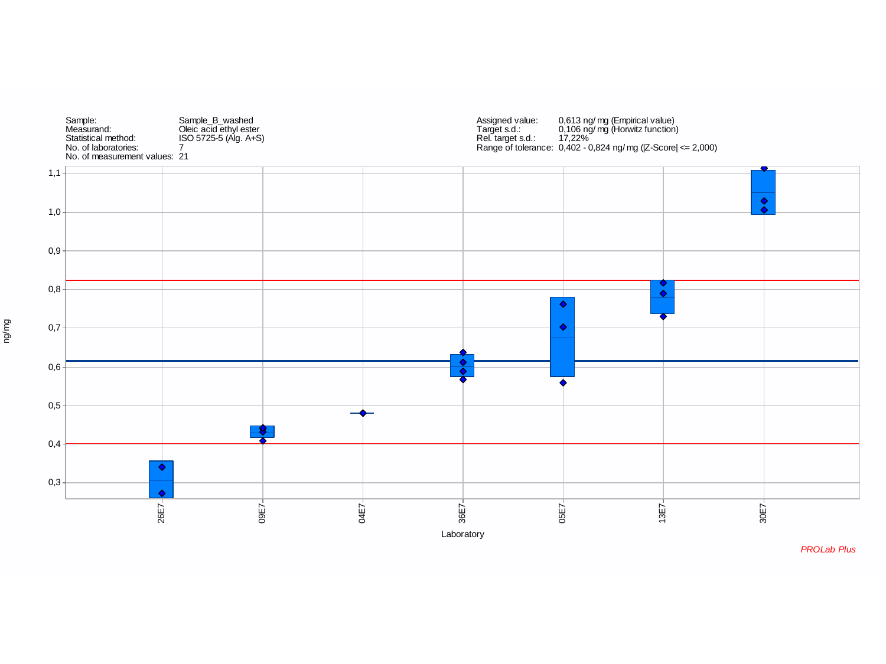| | |
|---|---|
| Sample: | Sample_B_washed |
| Measurand: | Oleic acid ethyl ester |
| Statistical method: | ISO 5725-5 (Alg. A+S) |
| No. of laboratories: | 7 |
| No. of measurement values: | 21 |

| | |
|---|---|
| Assigned value: | 0,613 ng/ mg (Empirical value) |
| Target s.d.: | 0,106 ng/ mg (Horwitz function) |
| Rel. target s.d.: | 17,22% |
| Range of tolerance: | 0,402 - 0,824 ng/ mg (\|Z-Score\| <= 2,000) |

ng/mg

1,1
1,0
0,9
0,8
0,7
0,6
0,5
0,4
0,3

26E7 09E7 04E7 36E7 05E7 13E7 30E7

Laboratory

*PROLab Plus*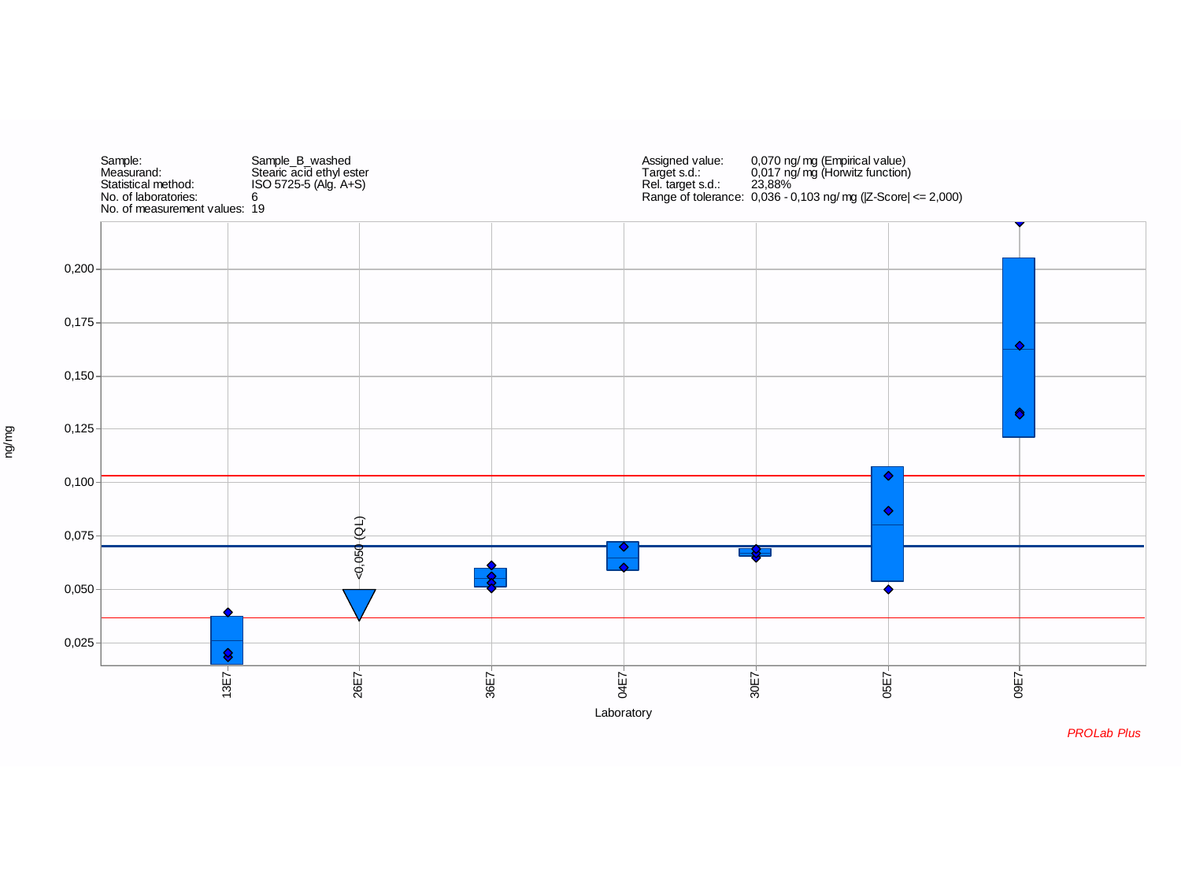Sample: Sample_B_washed
Measurand: Stearic acid ethyl ester
Statistical method: ISO 5725-5 (Alg. A+S)
No. of laboratories: 6
No. of measurement values: 19

Assigned value: 0,070 ng/ mg (Empirical value)
Target s.d.: 0,017 ng/ mg (Horwitz function)
Rel. target s.d.: 23,88%
Range of tolerance: 0,036 - 0,103 ng/ mg (|Z-Score| <= 2,000)

ng/mg

0,200
0,175
0,150
0,125
0,100
0,075
0,050
0,025

<0,050 (QL)

13E7
26E7
36E7
04E7
30E7
05E7
09E7

Laboratory

*PROLab Plus*